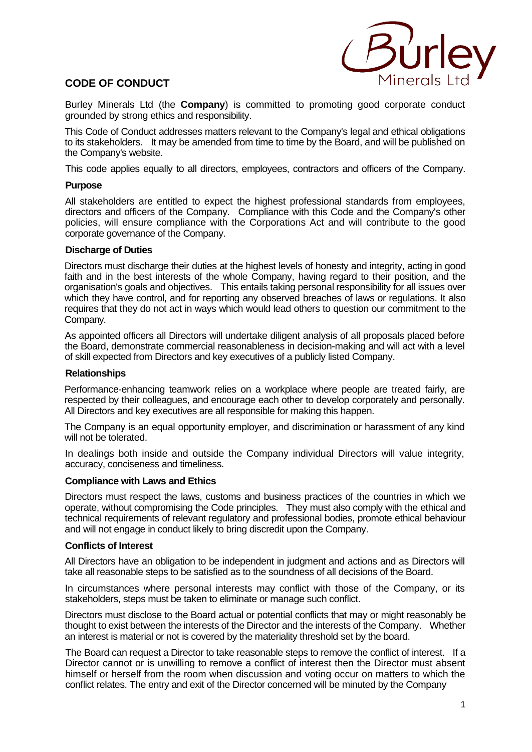# CODE OF CONDUCT

Burley Minerals Ltd (the **Company**) is committed to promoting good corporate conduct grounded by strong ethics and responsibility.

This Code of Conduct addresses matters relevant to the Company's legal and ethical obligations to its stakeholders. It may be amended from time to time by the Board, and will be published on the Company's website.

This code applies equally to all directors, employees, contractors and officers of the Company.

## Purpose

All stakeholders are entitled to expect the highest professional standards from employees, directors and officers of the Company. Compliance with this Code and the Company's other policies, will ensure compliance with the Corporations Act and will contribute to the good corporate governance of the Company.

## Discharge of Duties

Directors must discharge their duties at the highest levels of honesty and integrity, acting in good faith and in the best interests of the whole Company, having regard to their position, and the organisation's goals and objectives. This entails taking personal responsibility for all issues over which they have control, and for reporting any observed breaches of laws or regulations. It also requires that they do not act in ways which would lead others to question our commitment to the Company.

As appointed officers all Directors will undertake diligent analysis of all proposals placed before the Board, demonstrate commercial reasonableness in decision-making and will act with a level of skill expected from Directors and key executives of a publicly listed Company.

## Relationships

Performance-enhancing teamwork relies on a workplace where people are treated fairly, are respected by their colleagues, and encourage each other to develop corporately and personally. All Directors and key executives are all responsible for making this happen.

The Company is an equal opportunity employer, and discrimination or harassment of any kind will not be tolerated.

In dealings both inside and outside the Company individual Directors will value integrity, accuracy, conciseness and timeliness.

## Compliance with Laws and Ethics

Directors must respect the laws, customs and business practices of the countries in which we operate, without compromising the Code principles. They must also comply with the ethical and technical requirements of relevant regulatory and professional bodies, promote ethical behaviour and will not engage in conduct likely to bring discredit upon the Company.

## Conflicts of Interest

All Directors have an obligation to be independent in judgment and actions and as Directors will take all reasonable steps to be satisfied as to the soundness of all decisions of the Board.

In circumstances where personal interests may conflict with those of the Company, or its stakeholders, steps must be taken to eliminate or manage such conflict.

Directors must disclose to the Board actual or potential conflicts that may or might reasonably be thought to exist between the interests of the Director and the interests of the Company. Whether an interest is material or not is covered by the materiality threshold set by the board.

The Board can request a Director to take reasonable steps to remove the conflict of interest. If a Director cannot or is unwilling to remove a conflict of interest then the Director must absent himself or herself from the room when discussion and voting occur on matters to which the conflict relates. The entry and exit of the Director concerned will be minuted by the Company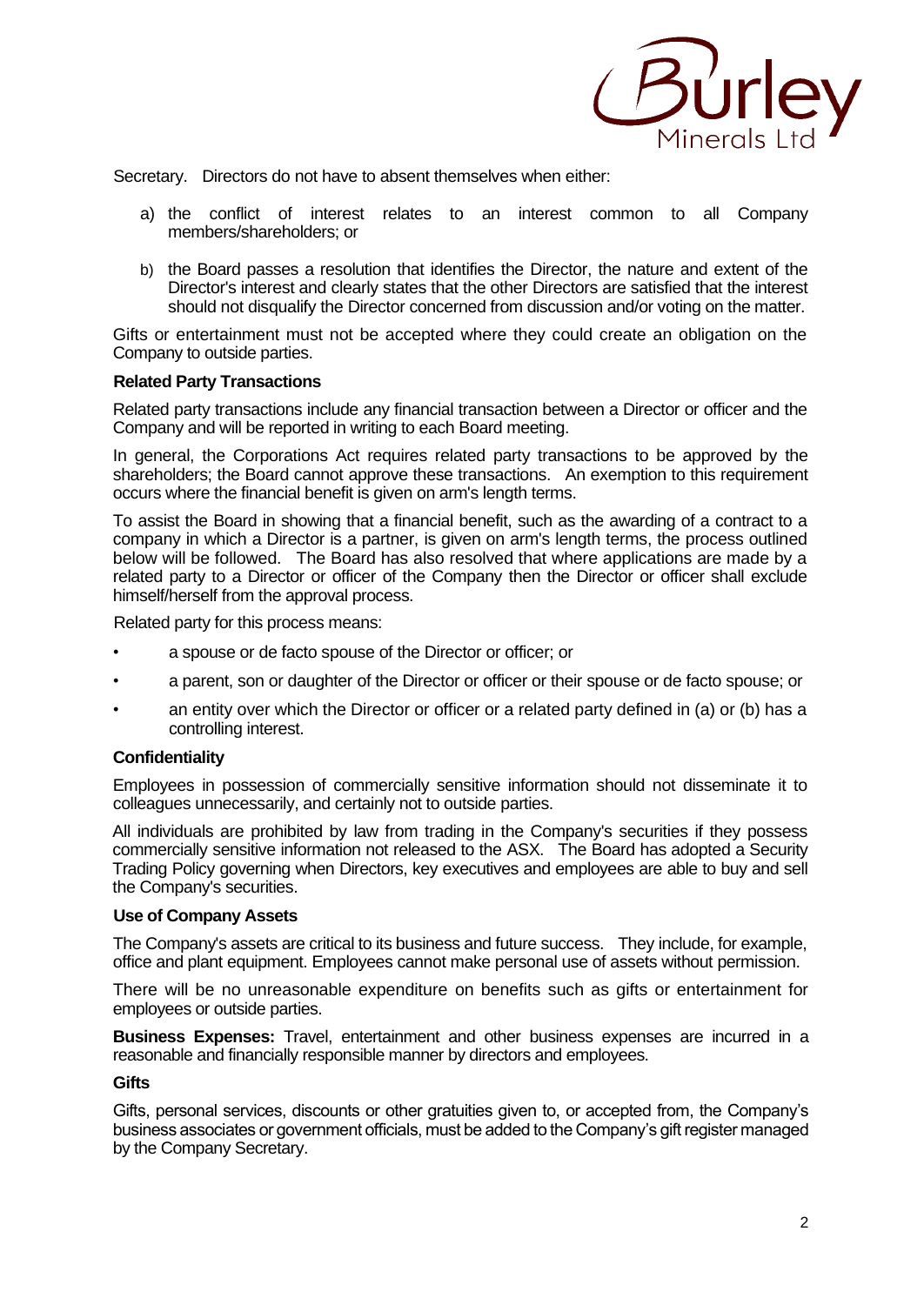Secretary. Directors do not have to absent themselves when either:

a) the conflict of interest relates to an interest common to all Company members/shareholders; or

b) the Board passes a resolution that identifies the Director, the nature and extent of the Director's interest and clearly states that the other Directors are satisfied that the interest should not disqualify the Director concerned from discussion and/or voting on the matter.

Gifts or entertainment must not be accepted where they could create an obligation on the Company to outside parties.

**Related Party Transactions**

Related party transactions include any financial transaction between a Director or officer and the Company and will be reported in writing to each Board meeting.

In general, the Corporations Act requires related party transactions to be approved by the shareholders; the Board cannot approve these transactions. An exemption to this requirement occurs where the financial benefit is given on arm's length terms.

To assist the Board in showing that a financial benefit, such as the awarding of a contract to a company in which a Director is a partner, is given on arm's length terms, the process outlined below will be followed. The Board has also resolved that where applications are made by a related party to a Director or officer of the Company then the Director or officer shall exclude himself/herself from the approval process.

Related party for this process means:

- a spouse or de facto spouse of the Director or officer; or
- a parent, son or daughter of the Director or officer or their spouse or de facto spouse; or
- an entity over which the Director or officer or a related party defined in (a) or (b) has a controlling interest.

**Confidentiality**

Employees in possession of commercially sensitive information should not disseminate it to colleagues unnecessarily, and certainly not to outside parties.

All individuals are prohibited by law from trading in the Company's securities if they possess commercially sensitive information not released to the ASX. The Board has adopted a Security Trading Policy governing when Directors, key executives and employees are able to buy and sell the Company's securities.

**Use of Company Assets**

The Company's assets are critical to its business and future success. They include, for example, office and plant equipment. Employees cannot make personal use of assets without permission.

There will be no unreasonable expenditure on benefits such as gifts or entertainment for employees or outside parties.

**Business Expenses:** Travel, entertainment and other business expenses are incurred in a reasonable and financially responsible manner by directors and employees.

**Gifts**

Gifts, personal services, discounts or other gratuities given to, or accepted from, the Company's business associates or government officials, must be added to the Company's gift register managed by the Company Secretary.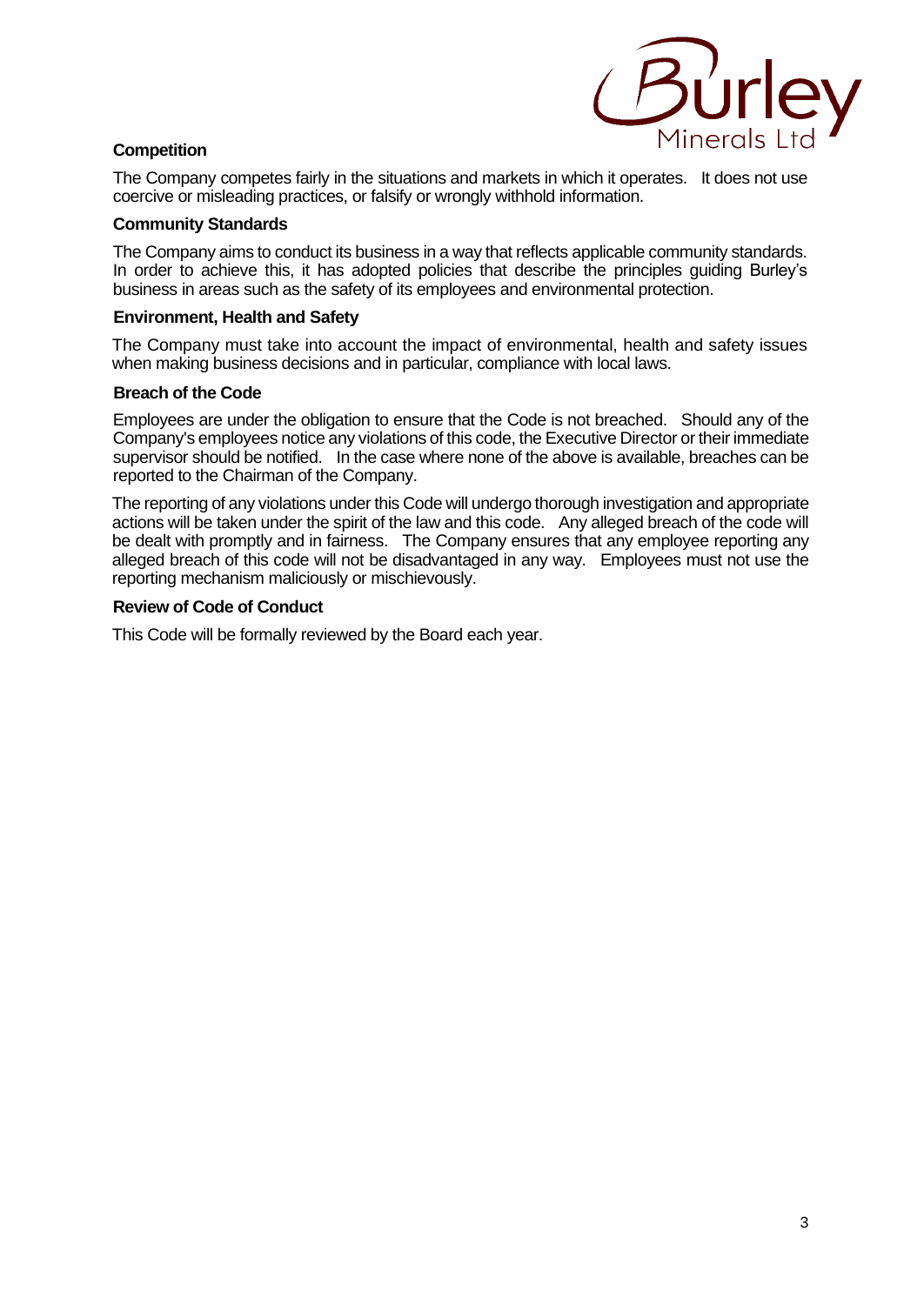### Competition

The Company competes fairly in the situations and markets in which it operates. It does not use coercive or misleading practices, or falsify or wrongly withhold information.

### Community Standards

The Company aims to conduct its business in a way that reflects applicable community standards. In order to achieve this, it has adopted policies that describe the principles guiding Burley's business in areas such as the safety of its employees and environmental protection.

### Environment, Health and Safety

The Company must take into account the impact of environmental, health and safety issues when making business decisions and in particular, compliance with local laws.

### Breach of the Code

Employees are under the obligation to ensure that the Code is not breached. Should any of the Company's employees notice any violations of this code, the Executive Director or their immediate supervisor should be notified. In the case where none of the above is available, breaches can be reported to the Chairman of the Company.

The reporting of any violations under this Code will undergo thorough investigation and appropriate actions will be taken under the spirit of the law and this code. Any alleged breach of the code will be dealt with promptly and in fairness. The Company ensures that any employee reporting any alleged breach of this code will not be disadvantaged in any way. Employees must not use the reporting mechanism maliciously or mischievously.

### Review of Code of Conduct

This Code will be formally reviewed by the Board each year.